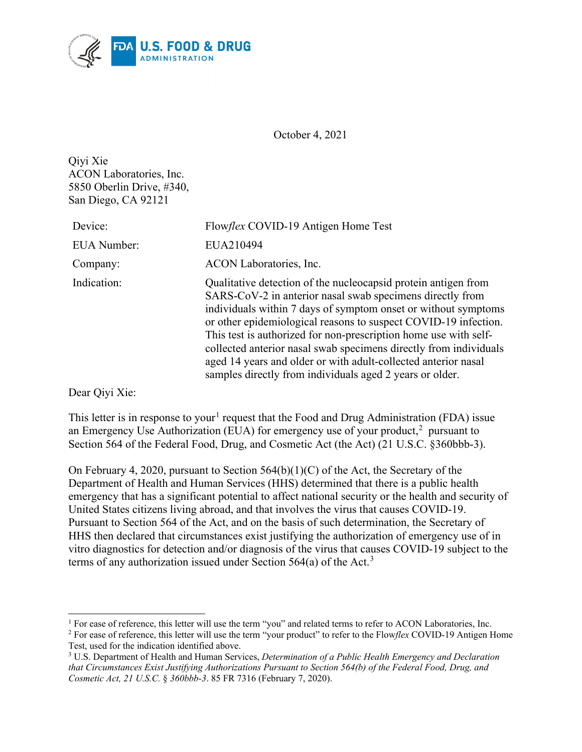October 4, 2021

Qiyi Xie
ACON Laboratories, Inc.
5850 Oberlin Drive, #340,
San Diego, CA 92121

| | |
|---|---|
| Device: | Flow*flex* COVID-19 Antigen Home Test |
| EUA Number: | EUA210494 |
| Company: | ACON Laboratories, Inc. |
| Indication: | Qualitative detection of the nucleocapsid protein antigen from SARS-CoV-2 in anterior nasal swab specimens directly from individuals within 7 days of symptom onset or without symptoms or other epidemiological reasons to suspect COVID-19 infection. This test is authorized for non-prescription home use with self-collected anterior nasal swab specimens directly from individuals aged 14 years and older or with adult-collected anterior nasal samples directly from individuals aged 2 years or older. |

Dear Qiyi Xie:

This letter is in response to your[1] request that the Food and Drug Administration (FDA) issue an Emergency Use Authorization (EUA) for emergency use of your product,[2] pursuant to Section 564 of the Federal Food, Drug, and Cosmetic Act (the Act) (21 U.S.C. §360bbb-3).

On February 4, 2020, pursuant to Section 564(b)(1)(C) of the Act, the Secretary of the Department of Health and Human Services (HHS) determined that there is a public health emergency that has a significant potential to affect national security or the health and security of United States citizens living abroad, and that involves the virus that causes COVID-19. Pursuant to Section 564 of the Act, and on the basis of such determination, the Secretary of HHS then declared that circumstances exist justifying the authorization of emergency use of in vitro diagnostics for detection and/or diagnosis of the virus that causes COVID-19 subject to the terms of any authorization issued under Section 564(a) of the Act.[3]

---

[1] For ease of reference, this letter will use the term "you" and related terms to refer to ACON Laboratories, Inc.

[2] For ease of reference, this letter will use the term "your product" to refer to the Flow*flex* COVID-19 Antigen Home Test, used for the indication identified above.

[3] U.S. Department of Health and Human Services, *Determination of a Public Health Emergency and Declaration that Circumstances Exist Justifying Authorizations Pursuant to Section 564(b) of the Federal Food, Drug, and Cosmetic Act, 21 U.S.C. § 360bbb-3*. 85 FR 7316 (February 7, 2020).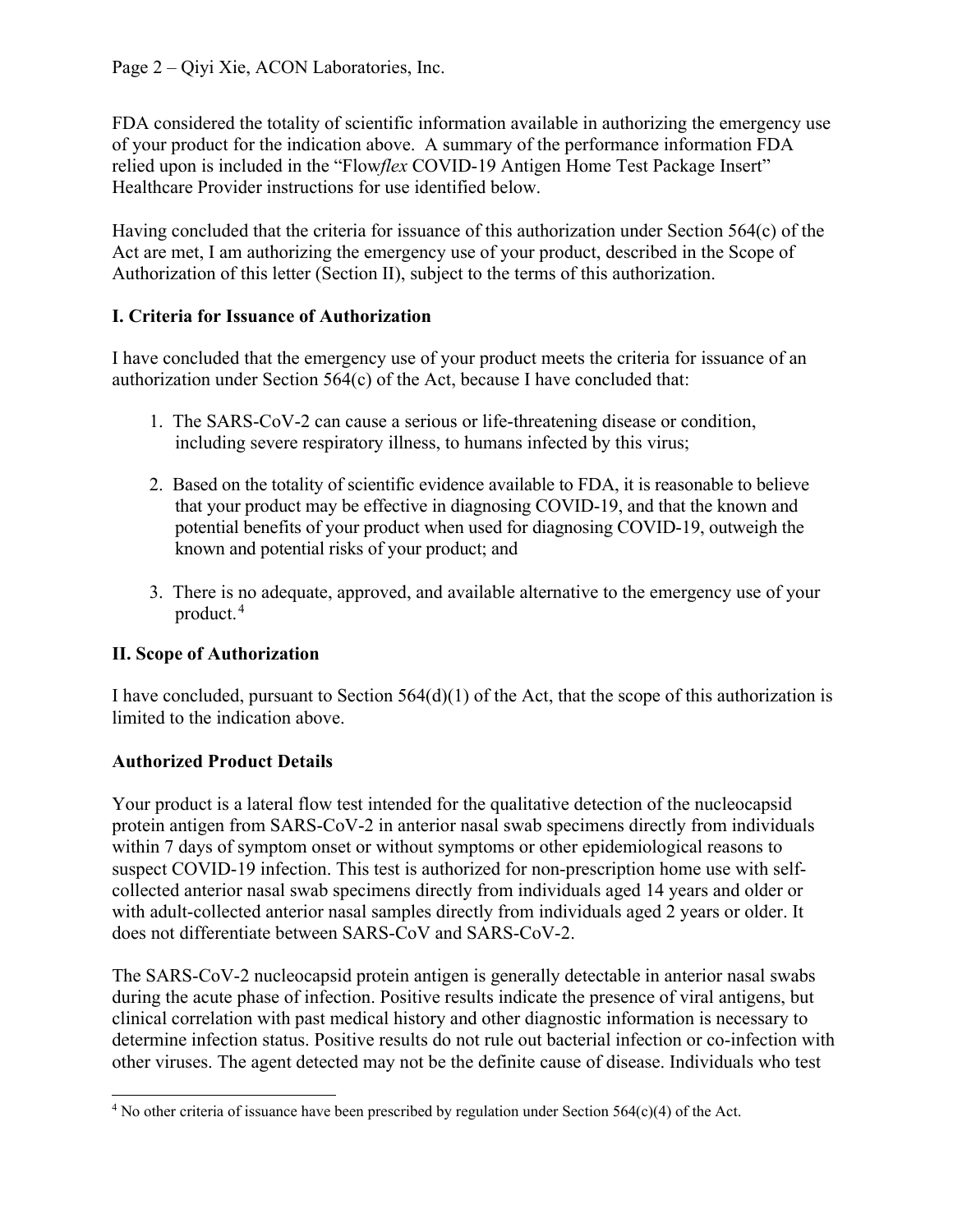FDA considered the totality of scientific information available in authorizing the emergency use of your product for the indication above. A summary of the performance information FDA relied upon is included in the "Flow*flex* COVID-19 Antigen Home Test Package Insert" Healthcare Provider instructions for use identified below.

Having concluded that the criteria for issuance of this authorization under Section 564(c) of the Act are met, I am authorizing the emergency use of your product, described in the Scope of Authorization of this letter (Section II), subject to the terms of this authorization.

## I. Criteria for Issuance of Authorization

I have concluded that the emergency use of your product meets the criteria for issuance of an authorization under Section 564(c) of the Act, because I have concluded that:

1. The SARS-CoV-2 can cause a serious or life-threatening disease or condition, including severe respiratory illness, to humans infected by this virus;

2. Based on the totality of scientific evidence available to FDA, it is reasonable to believe that your product may be effective in diagnosing COVID-19, and that the known and potential benefits of your product when used for diagnosing COVID-19, outweigh the known and potential risks of your product; and

3. There is no adequate, approved, and available alternative to the emergency use of your product.[4]

## II. Scope of Authorization

I have concluded, pursuant to Section 564(d)(1) of the Act, that the scope of this authorization is limited to the indication above.

### Authorized Product Details

Your product is a lateral flow test intended for the qualitative detection of the nucleocapsid protein antigen from SARS-CoV-2 in anterior nasal swab specimens directly from individuals within 7 days of symptom onset or without symptoms or other epidemiological reasons to suspect COVID-19 infection. This test is authorized for non-prescription home use with self-collected anterior nasal swab specimens directly from individuals aged 14 years and older or with adult-collected anterior nasal samples directly from individuals aged 2 years or older. It does not differentiate between SARS-CoV and SARS-CoV-2.

The SARS-CoV-2 nucleocapsid protein antigen is generally detectable in anterior nasal swabs during the acute phase of infection. Positive results indicate the presence of viral antigens, but clinical correlation with past medical history and other diagnostic information is necessary to determine infection status. Positive results do not rule out bacterial infection or co-infection with other viruses. The agent detected may not be the definite cause of disease. Individuals who test

[4] No other criteria of issuance have been prescribed by regulation under Section 564(c)(4) of the Act.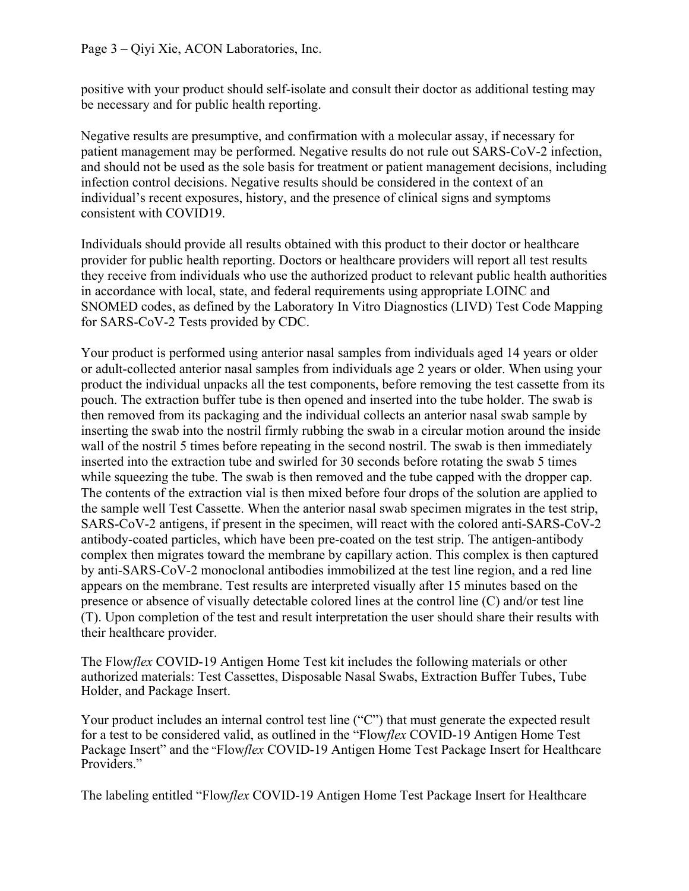positive with your product should self-isolate and consult their doctor as additional testing may be necessary and for public health reporting.

Negative results are presumptive, and confirmation with a molecular assay, if necessary for patient management may be performed. Negative results do not rule out SARS-CoV-2 infection, and should not be used as the sole basis for treatment or patient management decisions, including infection control decisions. Negative results should be considered in the context of an individual's recent exposures, history, and the presence of clinical signs and symptoms consistent with COVID19.

Individuals should provide all results obtained with this product to their doctor or healthcare provider for public health reporting. Doctors or healthcare providers will report all test results they receive from individuals who use the authorized product to relevant public health authorities in accordance with local, state, and federal requirements using appropriate LOINC and SNOMED codes, as defined by the Laboratory In Vitro Diagnostics (LIVD) Test Code Mapping for SARS-CoV-2 Tests provided by CDC.

Your product is performed using anterior nasal samples from individuals aged 14 years or older or adult-collected anterior nasal samples from individuals age 2 years or older. When using your product the individual unpacks all the test components, before removing the test cassette from its pouch. The extraction buffer tube is then opened and inserted into the tube holder. The swab is then removed from its packaging and the individual collects an anterior nasal swab sample by inserting the swab into the nostril firmly rubbing the swab in a circular motion around the inside wall of the nostril 5 times before repeating in the second nostril. The swab is then immediately inserted into the extraction tube and swirled for 30 seconds before rotating the swab 5 times while squeezing the tube. The swab is then removed and the tube capped with the dropper cap. The contents of the extraction vial is then mixed before four drops of the solution are applied to the sample well Test Cassette. When the anterior nasal swab specimen migrates in the test strip, SARS-CoV-2 antigens, if present in the specimen, will react with the colored anti-SARS-CoV-2 antibody-coated particles, which have been pre-coated on the test strip. The antigen-antibody complex then migrates toward the membrane by capillary action. This complex is then captured by anti-SARS-CoV-2 monoclonal antibodies immobilized at the test line region, and a red line appears on the membrane. Test results are interpreted visually after 15 minutes based on the presence or absence of visually detectable colored lines at the control line (C) and/or test line (T). Upon completion of the test and result interpretation the user should share their results with their healthcare provider.

The Flow*flex* COVID-19 Antigen Home Test kit includes the following materials or other authorized materials: Test Cassettes, Disposable Nasal Swabs, Extraction Buffer Tubes, Tube Holder, and Package Insert.

Your product includes an internal control test line ("C") that must generate the expected result for a test to be considered valid, as outlined in the "Flow*flex* COVID-19 Antigen Home Test Package Insert" and the "Flow*flex* COVID-19 Antigen Home Test Package Insert for Healthcare Providers."

The labeling entitled "Flow*flex* COVID-19 Antigen Home Test Package Insert for Healthcare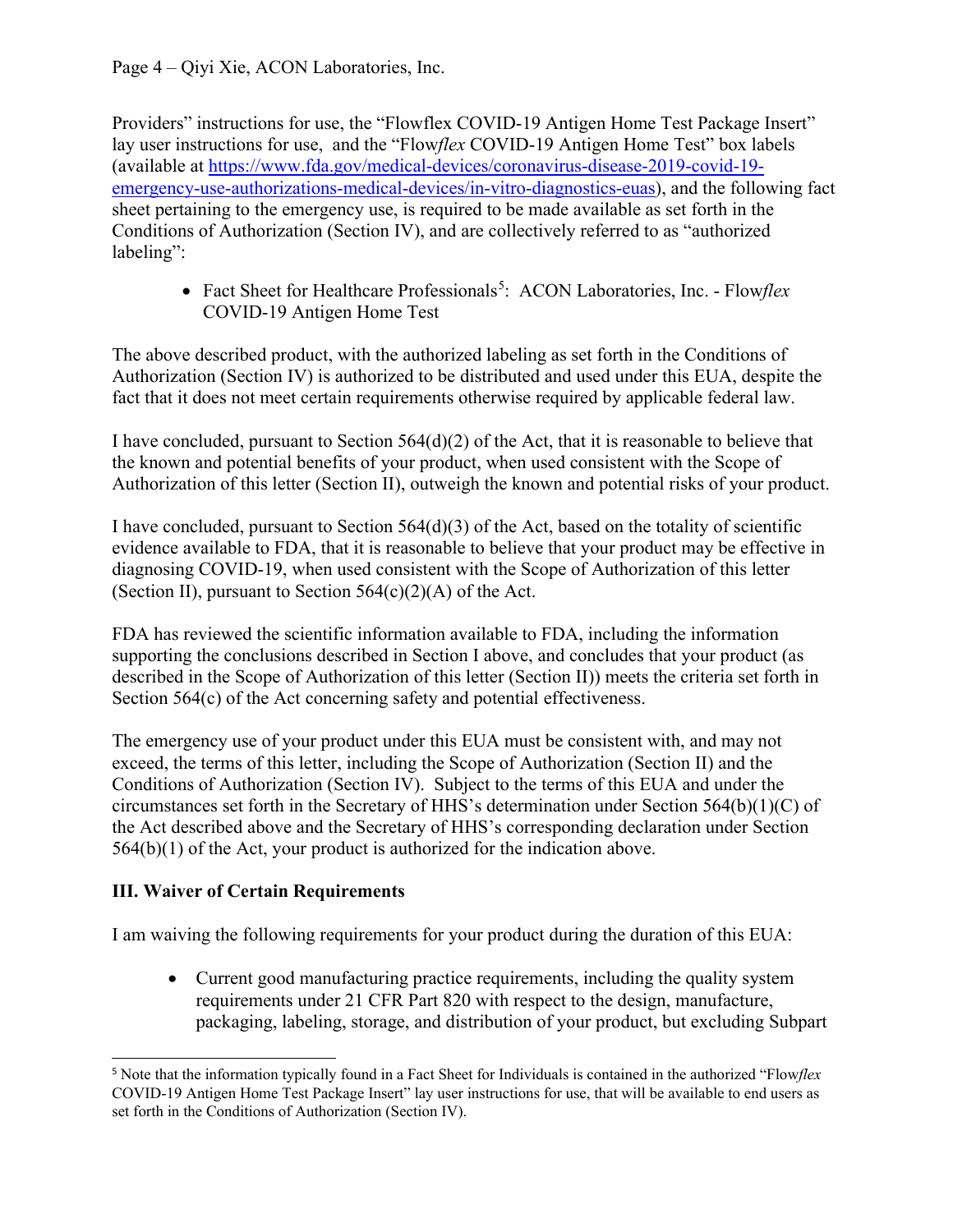Providers" instructions for use, the "Flowflex COVID-19 Antigen Home Test Package Insert" lay user instructions for use, and the "Flow*flex* COVID-19 Antigen Home Test" box labels (available at https://www.fda.gov/medical-devices/coronavirus-disease-2019-covid-19-emergency-use-authorizations-medical-devices/in-vitro-diagnostics-euas), and the following fact sheet pertaining to the emergency use, is required to be made available as set forth in the Conditions of Authorization (Section IV), and are collectively referred to as "authorized labeling":

- Fact Sheet for Healthcare Professionals[5]: ACON Laboratories, Inc. - Flow*flex* COVID-19 Antigen Home Test

The above described product, with the authorized labeling as set forth in the Conditions of Authorization (Section IV) is authorized to be distributed and used under this EUA, despite the fact that it does not meet certain requirements otherwise required by applicable federal law.

I have concluded, pursuant to Section 564(d)(2) of the Act, that it is reasonable to believe that the known and potential benefits of your product, when used consistent with the Scope of Authorization of this letter (Section II), outweigh the known and potential risks of your product.

I have concluded, pursuant to Section 564(d)(3) of the Act, based on the totality of scientific evidence available to FDA, that it is reasonable to believe that your product may be effective in diagnosing COVID-19, when used consistent with the Scope of Authorization of this letter (Section II), pursuant to Section 564(c)(2)(A) of the Act.

FDA has reviewed the scientific information available to FDA, including the information supporting the conclusions described in Section I above, and concludes that your product (as described in the Scope of Authorization of this letter (Section II)) meets the criteria set forth in Section 564(c) of the Act concerning safety and potential effectiveness.

The emergency use of your product under this EUA must be consistent with, and may not exceed, the terms of this letter, including the Scope of Authorization (Section II) and the Conditions of Authorization (Section IV). Subject to the terms of this EUA and under the circumstances set forth in the Secretary of HHS's determination under Section 564(b)(1)(C) of the Act described above and the Secretary of HHS's corresponding declaration under Section 564(b)(1) of the Act, your product is authorized for the indication above.

## III. Waiver of Certain Requirements

I am waiving the following requirements for your product during the duration of this EUA:

- Current good manufacturing practice requirements, including the quality system requirements under 21 CFR Part 820 with respect to the design, manufacture, packaging, labeling, storage, and distribution of your product, but excluding Subpart

[5] Note that the information typically found in a Fact Sheet for Individuals is contained in the authorized "Flow*flex* COVID-19 Antigen Home Test Package Insert" lay user instructions for use, that will be available to end users as set forth in the Conditions of Authorization (Section IV).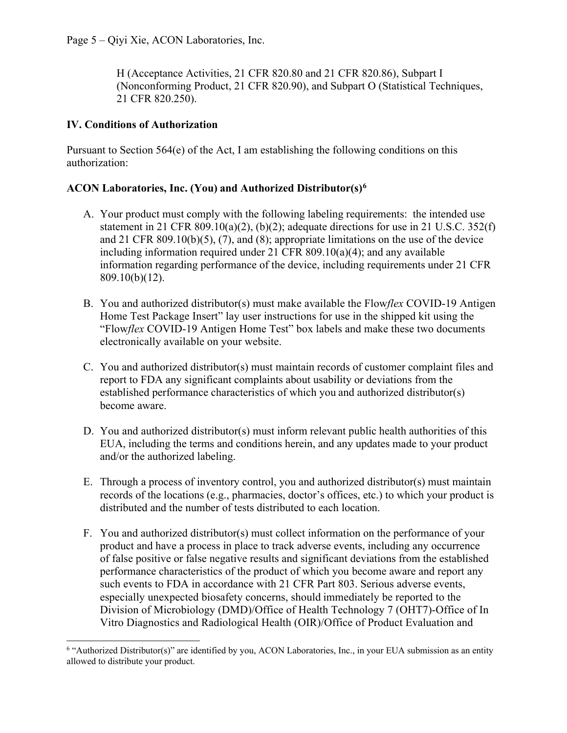H (Acceptance Activities, 21 CFR 820.80 and 21 CFR 820.86), Subpart I (Nonconforming Product, 21 CFR 820.90), and Subpart O (Statistical Techniques, 21 CFR 820.250).

## IV. Conditions of Authorization

Pursuant to Section 564(e) of the Act, I am establishing the following conditions on this authorization:

**ACON Laboratories, Inc. (You) and Authorized Distributor(s)[6]**

A. Your product must comply with the following labeling requirements: the intended use statement in 21 CFR 809.10(a)(2), (b)(2); adequate directions for use in 21 U.S.C. 352(f) and 21 CFR 809.10(b)(5), (7), and (8); appropriate limitations on the use of the device including information required under 21 CFR 809.10(a)(4); and any available information regarding performance of the device, including requirements under 21 CFR 809.10(b)(12).

B. You and authorized distributor(s) must make available the Flow*flex* COVID-19 Antigen Home Test Package Insert" lay user instructions for use in the shipped kit using the "Flow*flex* COVID-19 Antigen Home Test" box labels and make these two documents electronically available on your website.

C. You and authorized distributor(s) must maintain records of customer complaint files and report to FDA any significant complaints about usability or deviations from the established performance characteristics of which you and authorized distributor(s) become aware.

D. You and authorized distributor(s) must inform relevant public health authorities of this EUA, including the terms and conditions herein, and any updates made to your product and/or the authorized labeling.

E. Through a process of inventory control, you and authorized distributor(s) must maintain records of the locations (e.g., pharmacies, doctor's offices, etc.) to which your product is distributed and the number of tests distributed to each location.

F. You and authorized distributor(s) must collect information on the performance of your product and have a process in place to track adverse events, including any occurrence of false positive or false negative results and significant deviations from the established performance characteristics of the product of which you become aware and report any such events to FDA in accordance with 21 CFR Part 803. Serious adverse events, especially unexpected biosafety concerns, should immediately be reported to the Division of Microbiology (DMD)/Office of Health Technology 7 (OHT7)-Office of In Vitro Diagnostics and Radiological Health (OIR)/Office of Product Evaluation and

[6] "Authorized Distributor(s)" are identified by you, ACON Laboratories, Inc., in your EUA submission as an entity allowed to distribute your product.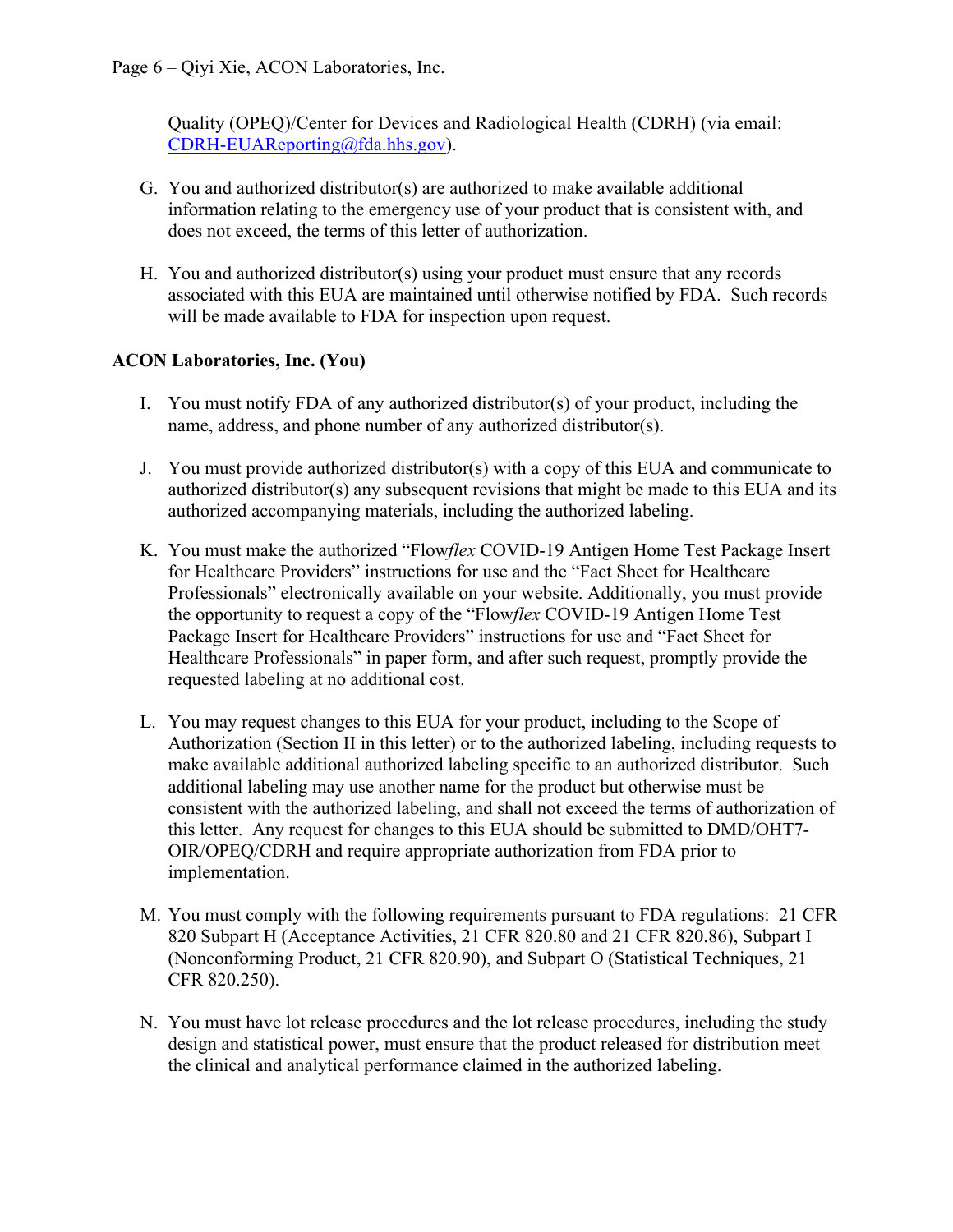Quality (OPEQ)/Center for Devices and Radiological Health (CDRH) (via email: CDRH-EUAReporting@fda.hhs.gov).

G. You and authorized distributor(s) are authorized to make available additional information relating to the emergency use of your product that is consistent with, and does not exceed, the terms of this letter of authorization.

H. You and authorized distributor(s) using your product must ensure that any records associated with this EUA are maintained until otherwise notified by FDA. Such records will be made available to FDA for inspection upon request.

**ACON Laboratories, Inc. (You)**

I. You must notify FDA of any authorized distributor(s) of your product, including the name, address, and phone number of any authorized distributor(s).

J. You must provide authorized distributor(s) with a copy of this EUA and communicate to authorized distributor(s) any subsequent revisions that might be made to this EUA and its authorized accompanying materials, including the authorized labeling.

K. You must make the authorized "Flow*flex* COVID-19 Antigen Home Test Package Insert for Healthcare Providers" instructions for use and the "Fact Sheet for Healthcare Professionals" electronically available on your website. Additionally, you must provide the opportunity to request a copy of the "Flow*flex* COVID-19 Antigen Home Test Package Insert for Healthcare Providers" instructions for use and "Fact Sheet for Healthcare Professionals" in paper form, and after such request, promptly provide the requested labeling at no additional cost.

L. You may request changes to this EUA for your product, including to the Scope of Authorization (Section II in this letter) or to the authorized labeling, including requests to make available additional authorized labeling specific to an authorized distributor. Such additional labeling may use another name for the product but otherwise must be consistent with the authorized labeling, and shall not exceed the terms of authorization of this letter. Any request for changes to this EUA should be submitted to DMD/OHT7-OIR/OPEQ/CDRH and require appropriate authorization from FDA prior to implementation.

M. You must comply with the following requirements pursuant to FDA regulations: 21 CFR 820 Subpart H (Acceptance Activities, 21 CFR 820.80 and 21 CFR 820.86), Subpart I (Nonconforming Product, 21 CFR 820.90), and Subpart O (Statistical Techniques, 21 CFR 820.250).

N. You must have lot release procedures and the lot release procedures, including the study design and statistical power, must ensure that the product released for distribution meet the clinical and analytical performance claimed in the authorized labeling.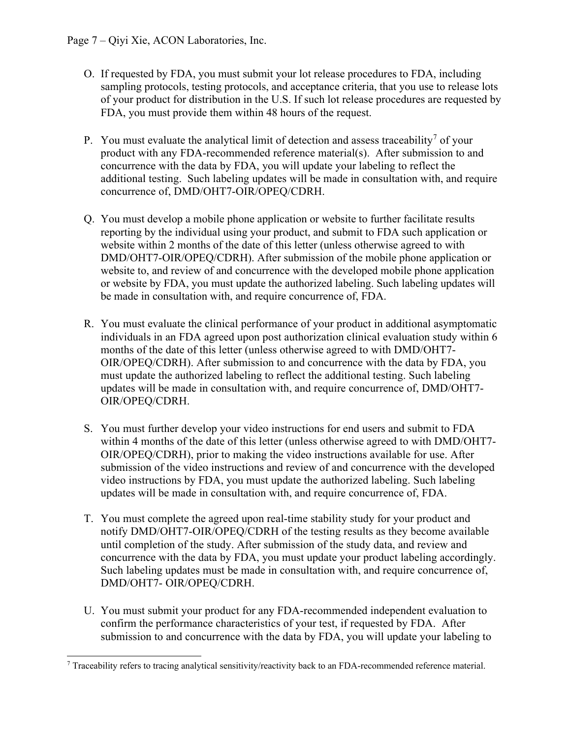O. If requested by FDA, you must submit your lot release procedures to FDA, including sampling protocols, testing protocols, and acceptance criteria, that you use to release lots of your product for distribution in the U.S. If such lot release procedures are requested by FDA, you must provide them within 48 hours of the request.

P. You must evaluate the analytical limit of detection and assess traceability[7] of your product with any FDA-recommended reference material(s). After submission to and concurrence with the data by FDA, you will update your labeling to reflect the additional testing. Such labeling updates will be made in consultation with, and require concurrence of, DMD/OHT7-OIR/OPEQ/CDRH.

Q. You must develop a mobile phone application or website to further facilitate results reporting by the individual using your product, and submit to FDA such application or website within 2 months of the date of this letter (unless otherwise agreed to with DMD/OHT7-OIR/OPEQ/CDRH). After submission of the mobile phone application or website to, and review of and concurrence with the developed mobile phone application or website by FDA, you must update the authorized labeling. Such labeling updates will be made in consultation with, and require concurrence of, FDA.

R. You must evaluate the clinical performance of your product in additional asymptomatic individuals in an FDA agreed upon post authorization clinical evaluation study within 6 months of the date of this letter (unless otherwise agreed to with DMD/OHT7-OIR/OPEQ/CDRH). After submission to and concurrence with the data by FDA, you must update the authorized labeling to reflect the additional testing. Such labeling updates will be made in consultation with, and require concurrence of, DMD/OHT7-OIR/OPEQ/CDRH.

S. You must further develop your video instructions for end users and submit to FDA within 4 months of the date of this letter (unless otherwise agreed to with DMD/OHT7-OIR/OPEQ/CDRH), prior to making the video instructions available for use. After submission of the video instructions and review of and concurrence with the developed video instructions by FDA, you must update the authorized labeling. Such labeling updates will be made in consultation with, and require concurrence of, FDA.

T. You must complete the agreed upon real-time stability study for your product and notify DMD/OHT7-OIR/OPEQ/CDRH of the testing results as they become available until completion of the study. After submission of the study data, and review and concurrence with the data by FDA, you must update your product labeling accordingly. Such labeling updates must be made in consultation with, and require concurrence of, DMD/OHT7- OIR/OPEQ/CDRH.

U. You must submit your product for any FDA-recommended independent evaluation to confirm the performance characteristics of your test, if requested by FDA. After submission to and concurrence with the data by FDA, you will update your labeling to

[7] Traceability refers to tracing analytical sensitivity/reactivity back to an FDA-recommended reference material.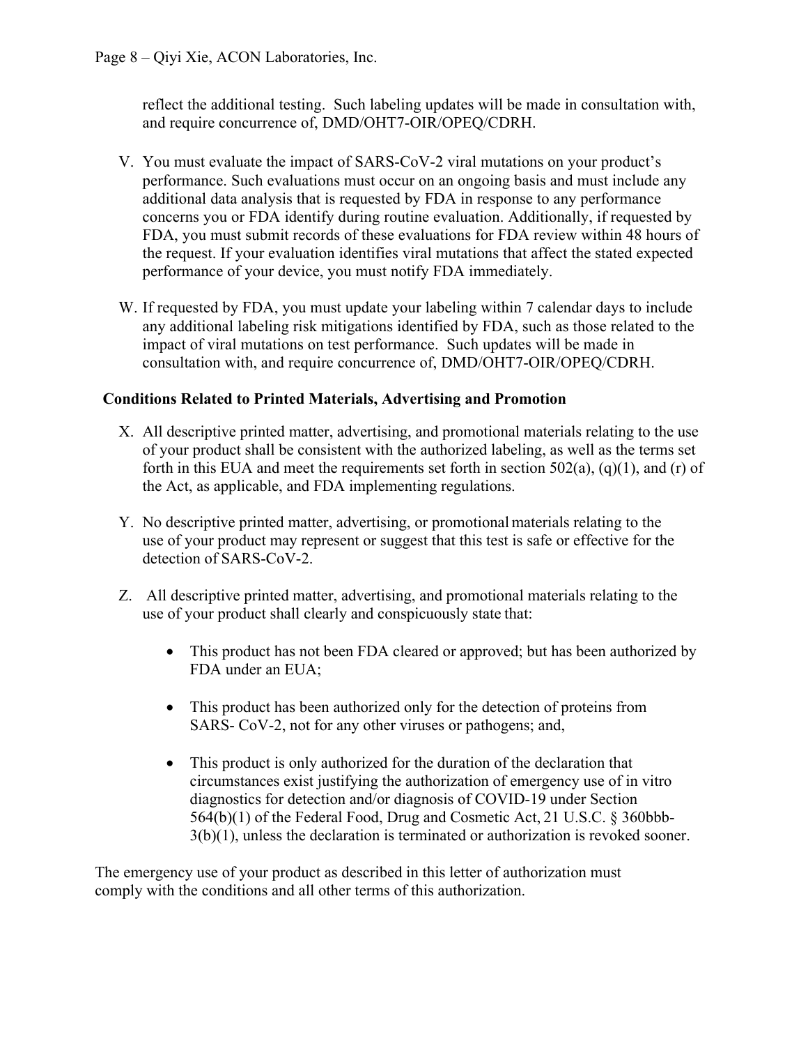reflect the additional testing. Such labeling updates will be made in consultation with, and require concurrence of, DMD/OHT7-OIR/OPEQ/CDRH.

V. You must evaluate the impact of SARS-CoV-2 viral mutations on your product's performance. Such evaluations must occur on an ongoing basis and must include any additional data analysis that is requested by FDA in response to any performance concerns you or FDA identify during routine evaluation. Additionally, if requested by FDA, you must submit records of these evaluations for FDA review within 48 hours of the request. If your evaluation identifies viral mutations that affect the stated expected performance of your device, you must notify FDA immediately.

W. If requested by FDA, you must update your labeling within 7 calendar days to include any additional labeling risk mitigations identified by FDA, such as those related to the impact of viral mutations on test performance. Such updates will be made in consultation with, and require concurrence of, DMD/OHT7-OIR/OPEQ/CDRH.

**Conditions Related to Printed Materials, Advertising and Promotion**

X. All descriptive printed matter, advertising, and promotional materials relating to the use of your product shall be consistent with the authorized labeling, as well as the terms set forth in this EUA and meet the requirements set forth in section 502(a), (q)(1), and (r) of the Act, as applicable, and FDA implementing regulations.

Y. No descriptive printed matter, advertising, or promotional materials relating to the use of your product may represent or suggest that this test is safe or effective for the detection of SARS-CoV-2.

Z. All descriptive printed matter, advertising, and promotional materials relating to the use of your product shall clearly and conspicuously state that:

- This product has not been FDA cleared or approved; but has been authorized by FDA under an EUA;
- This product has been authorized only for the detection of proteins from SARS- CoV-2, not for any other viruses or pathogens; and,
- This product is only authorized for the duration of the declaration that circumstances exist justifying the authorization of emergency use of in vitro diagnostics for detection and/or diagnosis of COVID-19 under Section 564(b)(1) of the Federal Food, Drug and Cosmetic Act, 21 U.S.C. § 360bbb-3(b)(1), unless the declaration is terminated or authorization is revoked sooner.

The emergency use of your product as described in this letter of authorization must comply with the conditions and all other terms of this authorization.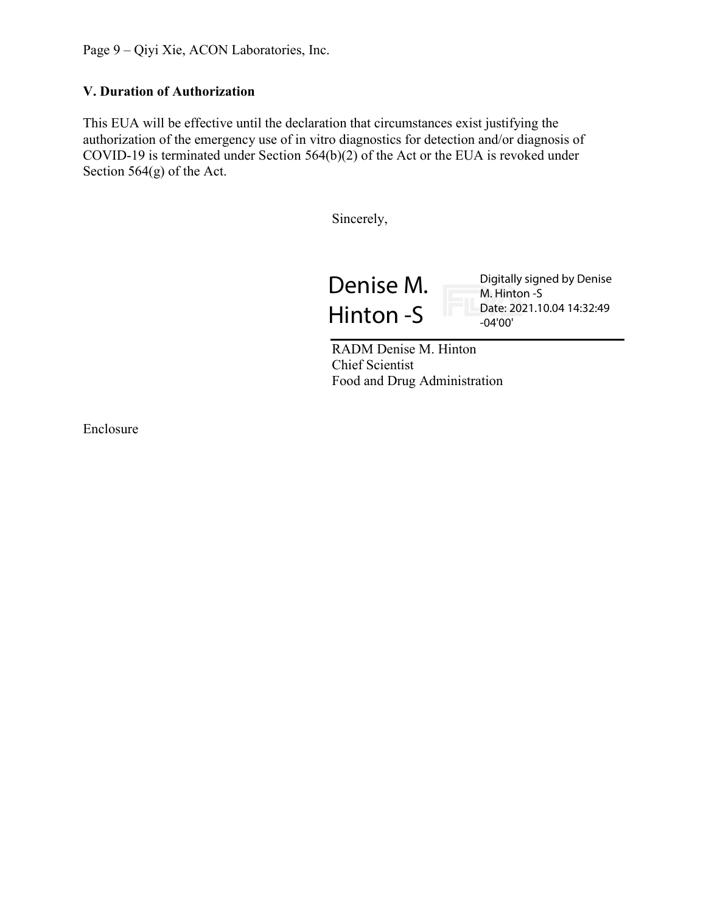## V. Duration of Authorization

This EUA will be effective until the declaration that circumstances exist justifying the authorization of the emergency use of in vitro diagnostics for detection and/or diagnosis of COVID-19 is terminated under Section 564(b)(2) of the Act or the EUA is revoked under Section 564(g) of the Act.

Sincerely,

Denise M. Hinton -S

Digitally signed by Denise M. Hinton -S
Date: 2021.10.04 14:32:49 -04'00'

RADM Denise M. Hinton
Chief Scientist
Food and Drug Administration

Enclosure